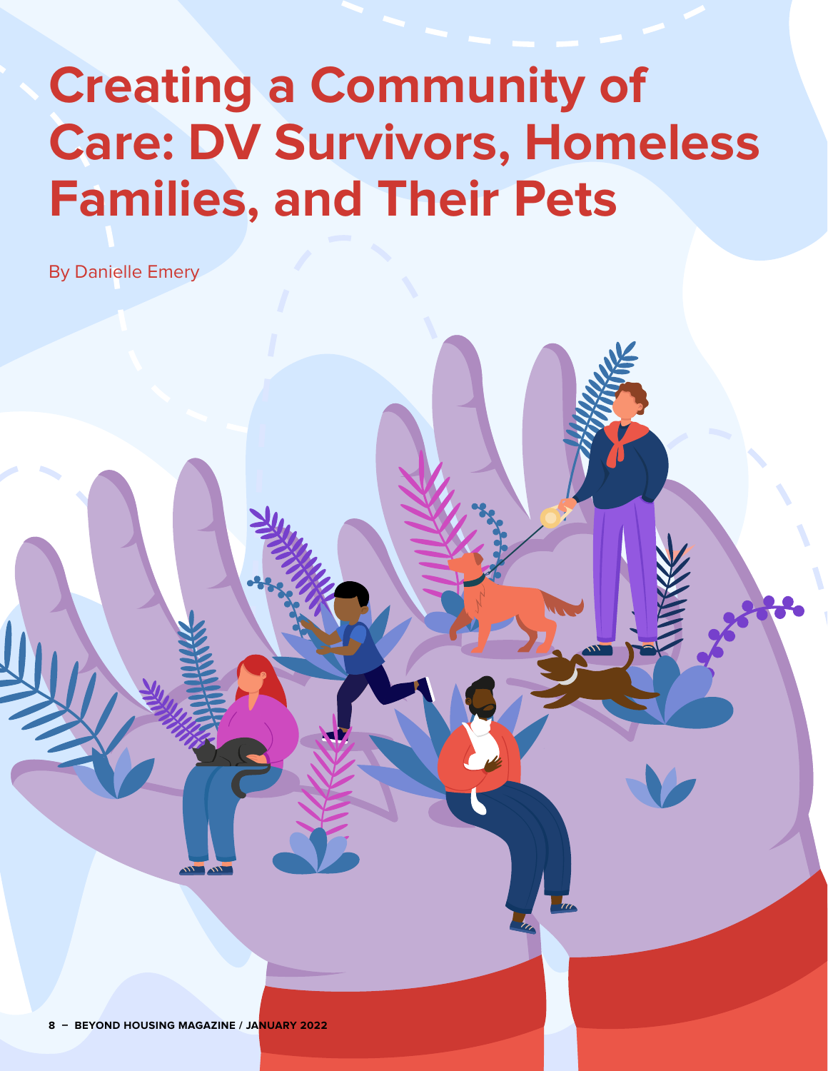# Creating a Community of Care: DV Survivors, Homeless Families, and Their Pets

By Danielle Emery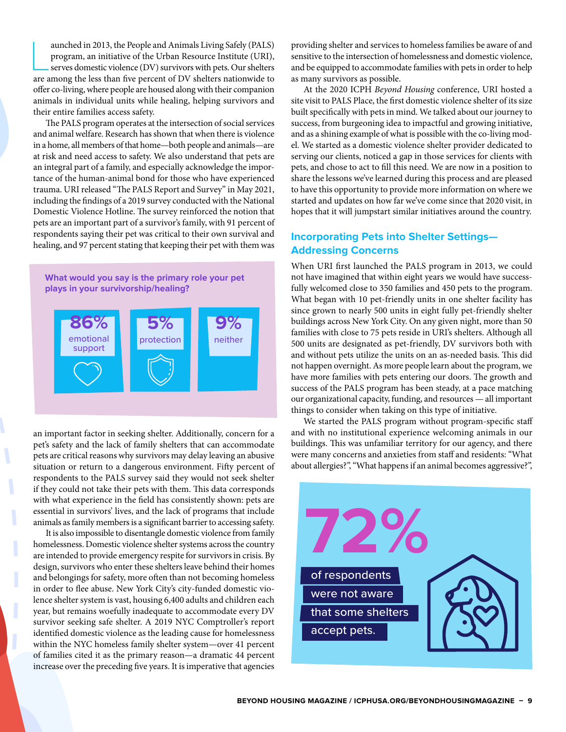Launched in 2013, the People and Animals Living Safely (PALS) program, an initiative of the Urban Resource Institute (URI), serves domestic violence (DV) survivors with pets. Our shelters are among the less than five percent of DV shelters nationwide to offer co-living, where people are housed along with their companion animals in individual units while healing, helping survivors and their entire families access safety.

The PALS program operates at the intersection of social services and animal welfare. Research has shown that when there is violence in a home, all members of that home—both people and animals—are at risk and need access to safety. We also understand that pets are an integral part of a family, and especially acknowledge the importance of the human-animal bond for those who have experienced trauma. URI released "The PALS Report and Survey" in May 2021, including the findings of a 2019 survey conducted with the National Domestic Violence Hotline. The survey reinforced the notion that pets are an important part of a survivor's family, with 91 percent of respondents saying their pet was critical to their own survival and healing, and 97 percent stating that keeping their pet with them was an important factor in seeking shelter. Additionally, concern for a pet's safety and the lack of family shelters that can accommodate pets are critical reasons why survivors may delay leaving an abusive situation or return to a dangerous environment. Fifty percent of respondents to the PALS survey said they would not seek shelter if they could not take their pets with them. This data corresponds with what experience in the field has consistently shown: pets are essential in survivors' lives, and the lack of programs that include animals as family members is a significant barrier to accessing safety.

**What would you say is the primary role your pet plays in your survivorship/healing?**

- **86%** emotional support
- **5%** protection
- **9%** neither

It is also impossible to disentangle domestic violence from family homelessness. Domestic violence shelter systems across the country are intended to provide emergency respite for survivors in crisis. By design, survivors who enter these shelters leave behind their homes and belongings for safety, more often than not becoming homeless in order to flee abuse. New York City's city-funded domestic violence shelter system is vast, housing 6,400 adults and children each year, but remains woefully inadequate to accommodate every DV survivor seeking safe shelter. A 2019 NYC Comptroller's report identified domestic violence as the leading cause for homelessness within the NYC homeless family shelter system—over 41 percent of families cited it as the primary reason—a dramatic 44 percent increase over the preceding five years. It is imperative that agencies providing shelter and services to homeless families be aware of and sensitive to the intersection of homelessness and domestic violence, and be equipped to accommodate families with pets in order to help as many survivors as possible.

At the 2020 ICPH *Beyond Housing* conference, URI hosted a site visit to PALS Place, the first domestic violence shelter of its size built specifically with pets in mind. We talked about our journey to success, from burgeoning idea to impactful and growing initiative, and as a shining example of what is possible with the co-living model. We started as a domestic violence shelter provider dedicated to serving our clients, noticed a gap in those services for clients with pets, and chose to act to fill this need. We are now in a position to share the lessons we've learned during this process and are pleased to have this opportunity to provide more information on where we started and updates on how far we've come since that 2020 visit, in hopes that it will jumpstart similar initiatives around the country.

## Incorporating Pets into Shelter Settings—Addressing Concerns

When URI first launched the PALS program in 2013, we could not have imagined that within eight years we would have successfully welcomed close to 350 families and 450 pets to the program. What began with 10 pet-friendly units in one shelter facility has since grown to nearly 500 units in eight fully pet-friendly shelter buildings across New York City. On any given night, more than 50 families with close to 75 pets reside in URI's shelters. Although all 500 units are designated as pet-friendly, DV survivors both with and without pets utilize the units on an as-needed basis. This did not happen overnight. As more people learn about the program, we have more families with pets entering our doors. The growth and success of the PALS program has been steady, at a pace matching our organizational capacity, funding, and resources — all important things to consider when taking on this type of initiative.

We started the PALS program without program-specific staff and with no institutional experience welcoming animals in our buildings. This was unfamiliar territory for our agency, and there were many concerns and anxieties from staff and residents: "What about allergies?", "What happens if an animal becomes aggressive?",

**72%** of respondents were not aware that some shelters accept pets.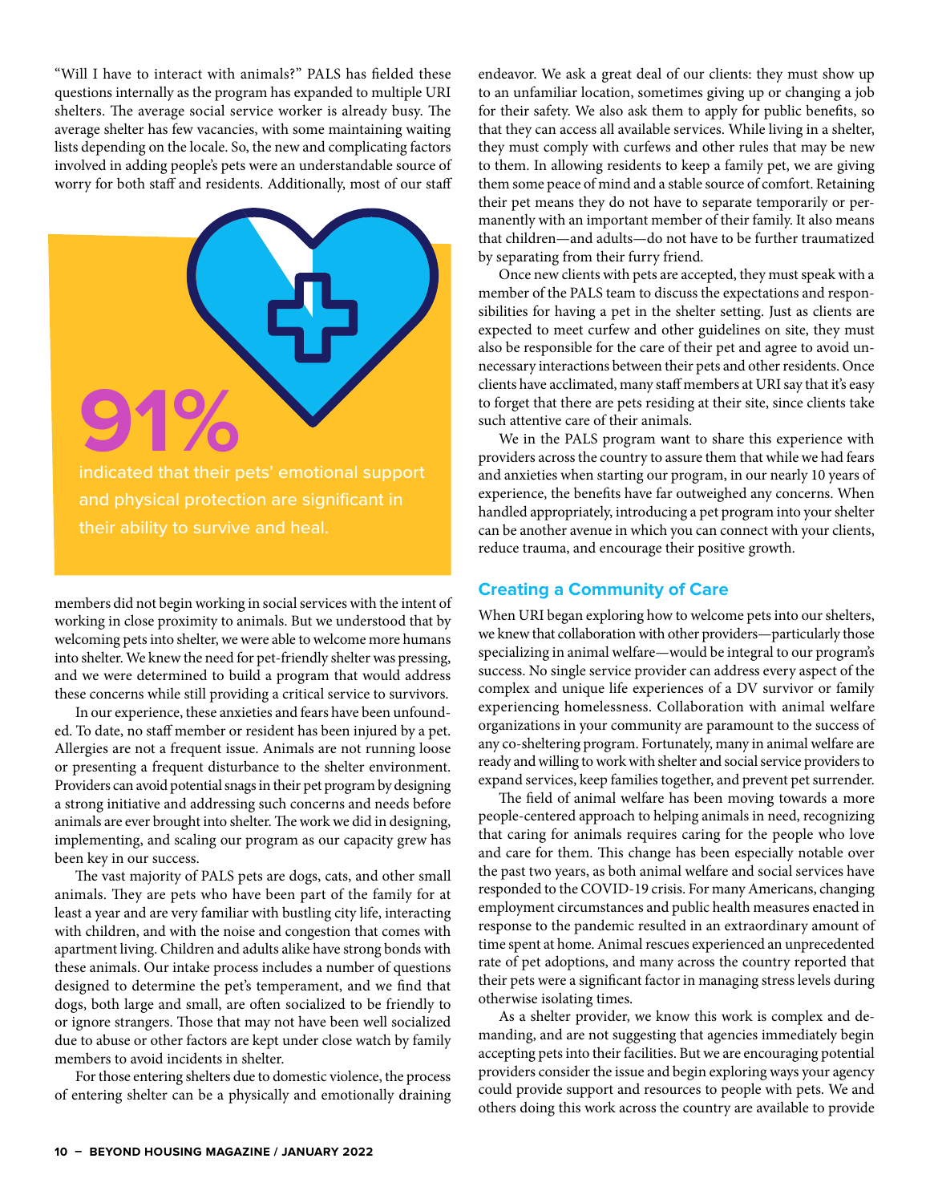"Will I have to interact with animals?" PALS has fielded these questions internally as the program has expanded to multiple URI shelters. The average social service worker is already busy. The average shelter has few vacancies, with some maintaining waiting lists depending on the locale. So, the new and complicating factors involved in adding people's pets were an understandable source of worry for both staff and residents. Additionally, most of our staff members did not begin working in social services with the intent of working in close proximity to animals. But we understood that by welcoming pets into shelter, we were able to welcome more humans into shelter. We knew the need for pet-friendly shelter was pressing, and we were determined to build a program that would address these concerns while still providing a critical service to survivors.

**91%** indicated that their pets' emotional support and physical protection are significant in their ability to survive and heal.

In our experience, these anxieties and fears have been unfounded. To date, no staff member or resident has been injured by a pet. Allergies are not a frequent issue. Animals are not running loose or presenting a frequent disturbance to the shelter environment. Providers can avoid potential snags in their pet program by designing a strong initiative and addressing such concerns and needs before animals are ever brought into shelter. The work we did in designing, implementing, and scaling our program as our capacity grew has been key in our success.

The vast majority of PALS pets are dogs, cats, and other small animals. They are pets who have been part of the family for at least a year and are very familiar with bustling city life, interacting with children, and with the noise and congestion that comes with apartment living. Children and adults alike have strong bonds with these animals. Our intake process includes a number of questions designed to determine the pet's temperament, and we find that dogs, both large and small, are often socialized to be friendly to or ignore strangers. Those that may not have been well socialized due to abuse or other factors are kept under close watch by family members to avoid incidents in shelter.

For those entering shelters due to domestic violence, the process of entering shelter can be a physically and emotionally draining endeavor. We ask a great deal of our clients: they must show up to an unfamiliar location, sometimes giving up or changing a job for their safety. We also ask them to apply for public benefits, so that they can access all available services. While living in a shelter, they must comply with curfews and other rules that may be new to them. In allowing residents to keep a family pet, we are giving them some peace of mind and a stable source of comfort. Retaining their pet means they do not have to separate temporarily or permanently with an important member of their family. It also means that children—and adults—do not have to be further traumatized by separating from their furry friend.

Once new clients with pets are accepted, they must speak with a member of the PALS team to discuss the expectations and responsibilities for having a pet in the shelter setting. Just as clients are expected to meet curfew and other guidelines on site, they must also be responsible for the care of their pet and agree to avoid unnecessary interactions between their pets and other residents. Once clients have acclimated, many staff members at URI say that it's easy to forget that there are pets residing at their site, since clients take such attentive care of their animals.

We in the PALS program want to share this experience with providers across the country to assure them that while we had fears and anxieties when starting our program, in our nearly 10 years of experience, the benefits have far outweighed any concerns. When handled appropriately, introducing a pet program into your shelter can be another avenue in which you can connect with your clients, reduce trauma, and encourage their positive growth.

## Creating a Community of Care

When URI began exploring how to welcome pets into our shelters, we knew that collaboration with other providers—particularly those specializing in animal welfare—would be integral to our program's success. No single service provider can address every aspect of the complex and unique life experiences of a DV survivor or family experiencing homelessness. Collaboration with animal welfare organizations in your community are paramount to the success of any co-sheltering program. Fortunately, many in animal welfare are ready and willing to work with shelter and social service providers to expand services, keep families together, and prevent pet surrender.

The field of animal welfare has been moving towards a more people-centered approach to helping animals in need, recognizing that caring for animals requires caring for the people who love and care for them. This change has been especially notable over the past two years, as both animal welfare and social services have responded to the COVID-19 crisis. For many Americans, changing employment circumstances and public health measures enacted in response to the pandemic resulted in an extraordinary amount of time spent at home. Animal rescues experienced an unprecedented rate of pet adoptions, and many across the country reported that their pets were a significant factor in managing stress levels during otherwise isolating times.

As a shelter provider, we know this work is complex and demanding, and are not suggesting that agencies immediately begin accepting pets into their facilities. But we are encouraging potential providers consider the issue and begin exploring ways your agency could provide support and resources to people with pets. We and others doing this work across the country are available to provide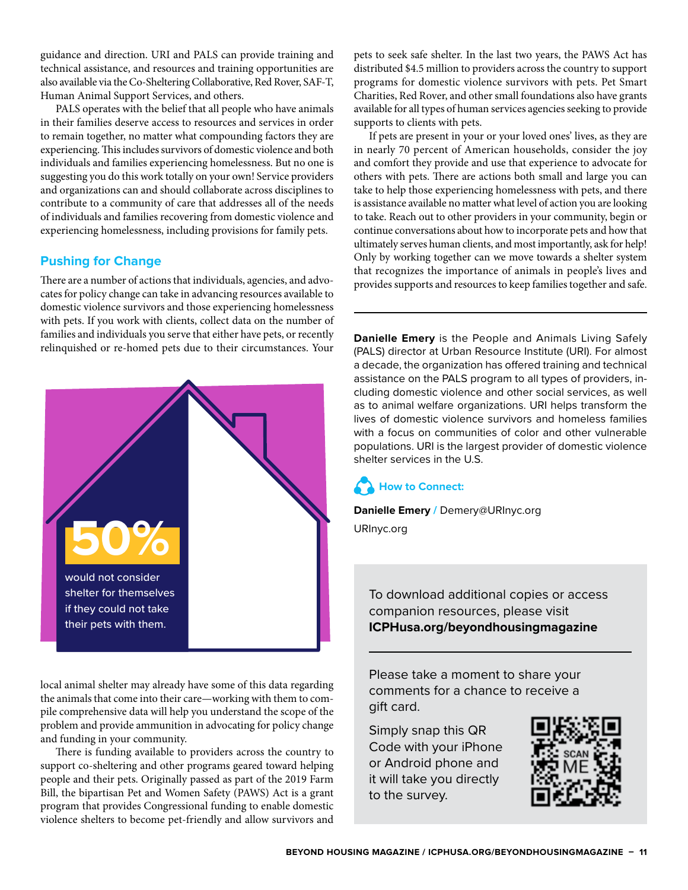guidance and direction. URI and PALS can provide training and technical assistance, and resources and training opportunities are also available via the Co-Sheltering Collaborative, Red Rover, SAF-T, Human Animal Support Services, and others.

PALS operates with the belief that all people who have animals in their families deserve access to resources and services in order to remain together, no matter what compounding factors they are experiencing. This includes survivors of domestic violence and both individuals and families experiencing homelessness. But no one is suggesting you do this work totally on your own! Service providers and organizations can and should collaborate across disciplines to contribute to a community of care that addresses all of the needs of individuals and families recovering from domestic violence and experiencing homelessness, including provisions for family pets.

## Pushing for Change

There are a number of actions that individuals, agencies, and advocates for policy change can take in advancing resources available to domestic violence survivors and those experiencing homelessness with pets. If you work with clients, collect data on the number of families and individuals you serve that either have pets, or recently relinquished or re-homed pets due to their circumstances. Your local animal shelter may already have some of this data regarding the animals that come into their care—working with them to compile comprehensive data will help you understand the scope of the problem and provide ammunition in advocating for policy change and funding in your community.

**50%**

would not consider shelter for themselves if they could not take their pets with them.

There is funding available to providers across the country to support co-sheltering and other programs geared toward helping people and their pets. Originally passed as part of the 2019 Farm Bill, the bipartisan Pet and Women Safety (PAWS) Act is a grant program that provides Congressional funding to enable domestic violence shelters to become pet-friendly and allow survivors and pets to seek safe shelter. In the last two years, the PAWS Act has distributed $4.5 million to providers across the country to support programs for domestic violence survivors with pets. Pet Smart Charities, Red Rover, and other small foundations also have grants available for all types of human services agencies seeking to provide supports to clients with pets.

If pets are present in your or your loved ones' lives, as they are in nearly 70 percent of American households, consider the joy and comfort they provide and use that experience to advocate for others with pets. There are actions both small and large you can take to help those experiencing homelessness with pets, and there is assistance available no matter what level of action you are looking to take. Reach out to other providers in your community, begin or continue conversations about how to incorporate pets and how that ultimately serves human clients, and most importantly, ask for help! Only by working together can we move towards a shelter system that recognizes the importance of animals in people's lives and provides supports and resources to keep families together and safe.

---

**Danielle Emery** is the People and Animals Living Safely (PALS) director at Urban Resource Institute (URI). For almost a decade, the organization has offered training and technical assistance on the PALS program to all types of providers, including domestic violence and other social services, as well as to animal welfare organizations. URI helps transform the lives of domestic violence survivors and homeless families with a focus on communities of color and other vulnerable populations. URI is the largest provider of domestic violence shelter services in the U.S.

**How to Connect:**

**Danielle Emery** / Demery@URInyc.org

URInyc.org

To download additional copies or access companion resources, please visit **ICPHusa.org/beyondhousingmagazine**

---

Please take a moment to share your comments for a chance to receive a gift card.

Simply snap this QR Code with your iPhone or Android phone and it will take you directly to the survey.

SCAN ME